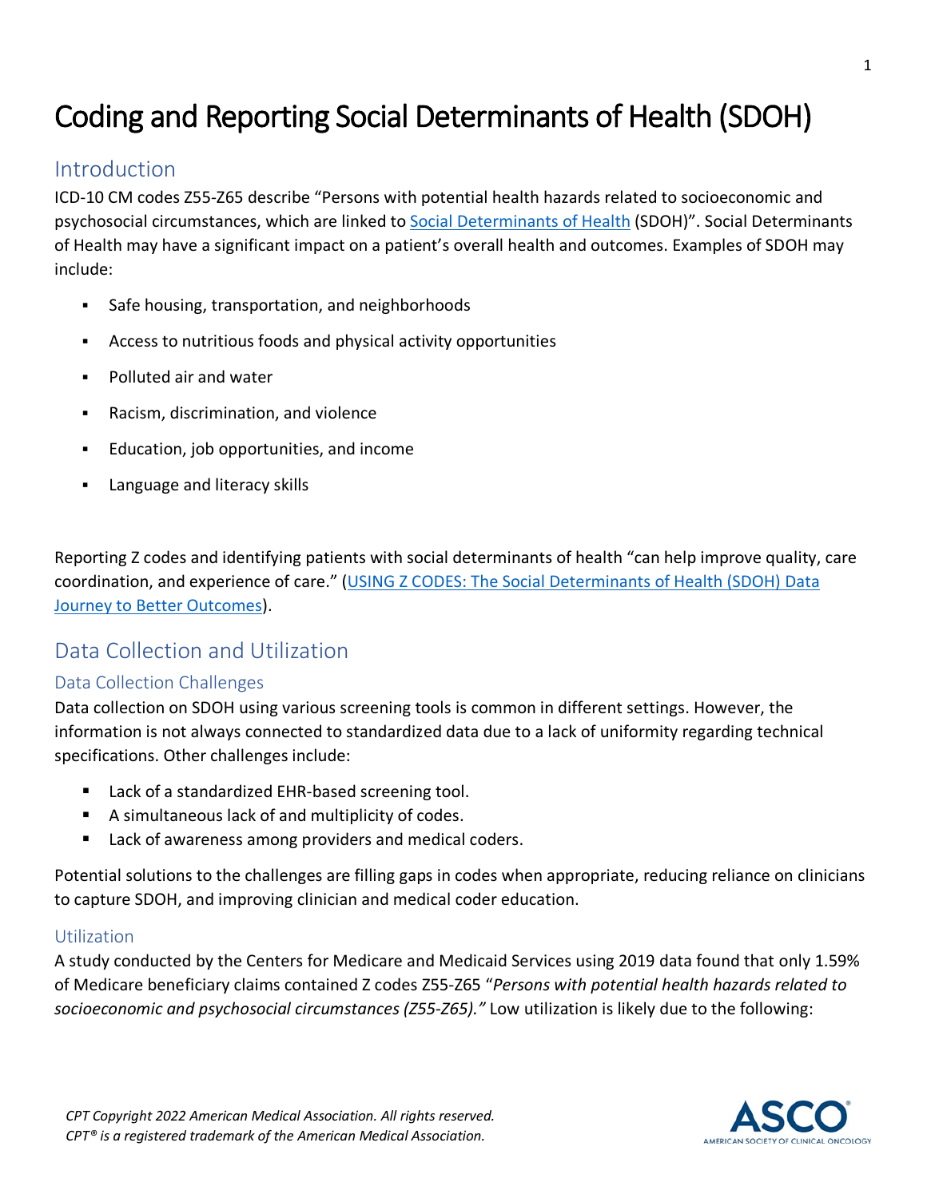# Coding and Reporting Social Determinants of Health (SDOH)

## Introduction

ICD-10 CM codes Z55-Z65 describe "Persons with potential health hazards related to socioeconomic and psychosocial circumstances, which are linked to [Social Determinants of Health](#) (SDOH)". Social Determinants of Health may have a significant impact on a patient's overall health and outcomes. Examples of SDOH may include:

- Safe housing, transportation, and neighborhoods
- Access to nutritious foods and physical activity opportunities
- Polluted air and water
- Racism, discrimination, and violence
- Education, job opportunities, and income
- Language and literacy skills

Reporting Z codes and identifying patients with social determinants of health "can help improve quality, care coordination, and experience of care." ([USING Z CODES: The Social Determinants of Health (SDOH) Data Journey to Better Outcomes](#)).

## Data Collection and Utilization

### Data Collection Challenges

Data collection on SDOH using various screening tools is common in different settings. However, the information is not always connected to standardized data due to a lack of uniformity regarding technical specifications. Other challenges include:

- Lack of a standardized EHR-based screening tool.
- A simultaneous lack of and multiplicity of codes.
- Lack of awareness among providers and medical coders.

Potential solutions to the challenges are filling gaps in codes when appropriate, reducing reliance on clinicians to capture SDOH, and improving clinician and medical coder education.

### Utilization

A study conducted by the Centers for Medicare and Medicaid Services using 2019 data found that only 1.59% of Medicare beneficiary claims contained Z codes Z55-Z65 "*Persons with potential health hazards related to socioeconomic and psychosocial circumstances (Z55-Z65).*" Low utilization is likely due to the following:

*CPT Copyright 2022 American Medical Association. All rights reserved.*
*CPT® is a registered trademark of the American Medical Association.*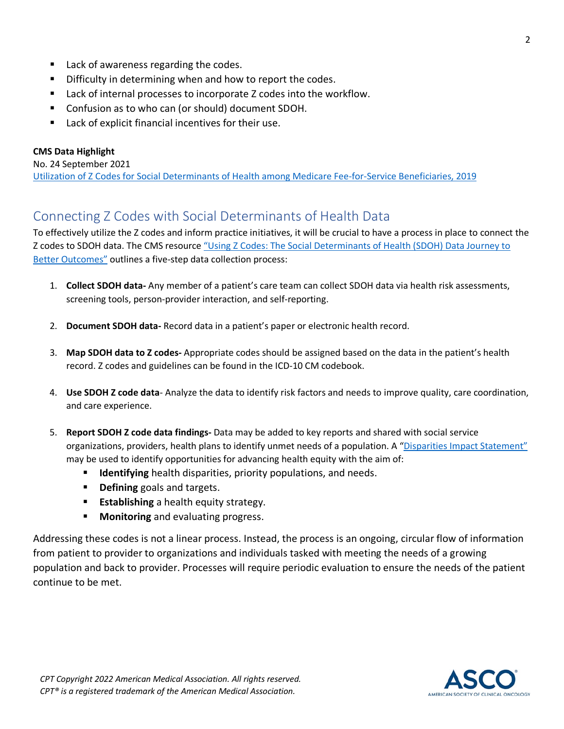- Lack of awareness regarding the codes.
- Difficulty in determining when and how to report the codes.
- Lack of internal processes to incorporate Z codes into the workflow.
- Confusion as to who can (or should) document SDOH.
- Lack of explicit financial incentives for their use.

**CMS Data Highlight**
No. 24 September 2021
Utilization of Z Codes for Social Determinants of Health among Medicare Fee-for-Service Beneficiaries, 2019

## Connecting Z Codes with Social Determinants of Health Data

To effectively utilize the Z codes and inform practice initiatives, it will be crucial to have a process in place to connect the Z codes to SDOH data. The CMS resource "Using Z Codes: The Social Determinants of Health (SDOH) Data Journey to Better Outcomes" outlines a five-step data collection process:

1. **Collect SDOH data-** Any member of a patient's care team can collect SDOH data via health risk assessments, screening tools, person-provider interaction, and self-reporting.

2. **Document SDOH data-** Record data in a patient's paper or electronic health record.

3. **Map SDOH data to Z codes-** Appropriate codes should be assigned based on the data in the patient's health record. Z codes and guidelines can be found in the ICD-10 CM codebook.

4. **Use SDOH Z code data**- Analyze the data to identify risk factors and needs to improve quality, care coordination, and care experience.

5. **Report SDOH Z code data findings-** Data may be added to key reports and shared with social service organizations, providers, health plans to identify unmet needs of a population. A "Disparities Impact Statement" may be used to identify opportunities for advancing health equity with the aim of:
   - **Identifying** health disparities, priority populations, and needs.
   - **Defining** goals and targets.
   - **Establishing** a health equity strategy.
   - **Monitoring** and evaluating progress.

Addressing these codes is not a linear process. Instead, the process is an ongoing, circular flow of information from patient to provider to organizations and individuals tasked with meeting the needs of a growing population and back to provider. Processes will require periodic evaluation to ensure the needs of the patient continue to be met.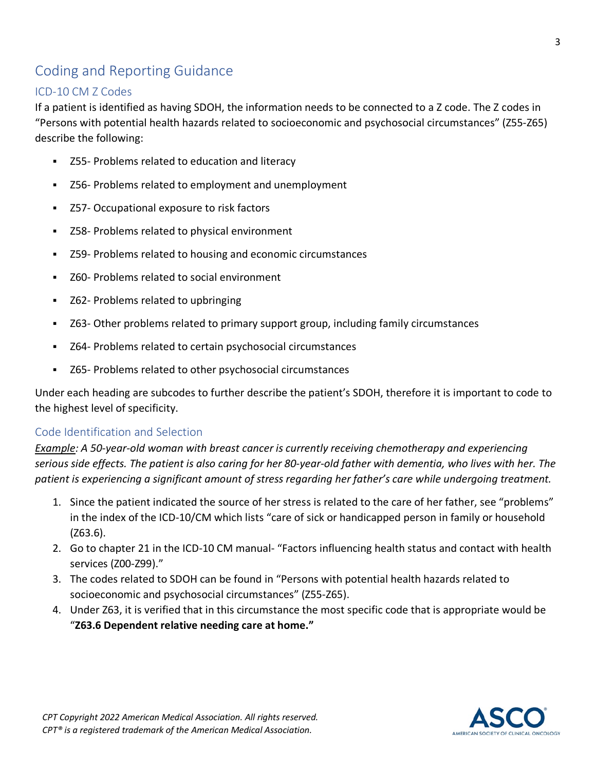## Coding and Reporting Guidance

### ICD-10 CM Z Codes

If a patient is identified as having SDOH, the information needs to be connected to a Z code. The Z codes in "Persons with potential health hazards related to socioeconomic and psychosocial circumstances" (Z55-Z65) describe the following:

- Z55- Problems related to education and literacy
- Z56- Problems related to employment and unemployment
- Z57- Occupational exposure to risk factors
- Z58- Problems related to physical environment
- Z59- Problems related to housing and economic circumstances
- Z60- Problems related to social environment
- Z62- Problems related to upbringing
- Z63- Other problems related to primary support group, including family circumstances
- Z64- Problems related to certain psychosocial circumstances
- Z65- Problems related to other psychosocial circumstances

Under each heading are subcodes to further describe the patient's SDOH, therefore it is important to code to the highest level of specificity.

### Code Identification and Selection

*<u>Example</u>: A 50-year-old woman with breast cancer is currently receiving chemotherapy and experiencing serious side effects. The patient is also caring for her 80-year-old father with dementia, who lives with her. The patient is experiencing a significant amount of stress regarding her father's care while undergoing treatment.*

1. Since the patient indicated the source of her stress is related to the care of her father, see "problems" in the index of the ICD-10/CM which lists "care of sick or handicapped person in family or household (Z63.6).
2. Go to chapter 21 in the ICD-10 CM manual- "Factors influencing health status and contact with health services (Z00-Z99)."
3. The codes related to SDOH can be found in "Persons with potential health hazards related to socioeconomic and psychosocial circumstances" (Z55-Z65).
4. Under Z63, it is verified that in this circumstance the most specific code that is appropriate would be "**Z63.6 Dependent relative needing care at home."**

*CPT Copyright 2022 American Medical Association. All rights reserved.*
*CPT® is a registered trademark of the American Medical Association.*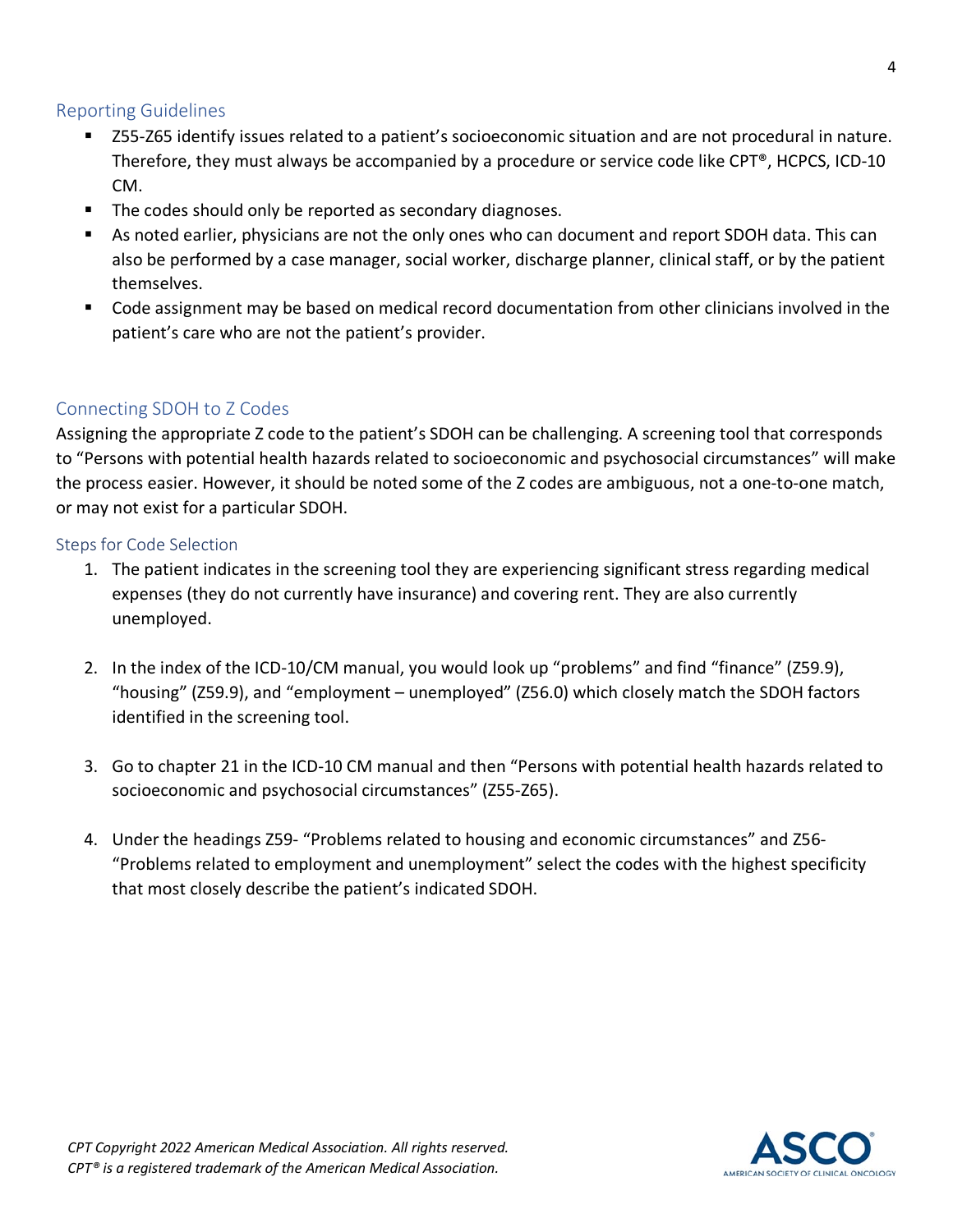## Reporting Guidelines

- Z55-Z65 identify issues related to a patient's socioeconomic situation and are not procedural in nature. Therefore, they must always be accompanied by a procedure or service code like CPT®, HCPCS, ICD-10 CM.
- The codes should only be reported as secondary diagnoses.
- As noted earlier, physicians are not the only ones who can document and report SDOH data. This can also be performed by a case manager, social worker, discharge planner, clinical staff, or by the patient themselves.
- Code assignment may be based on medical record documentation from other clinicians involved in the patient's care who are not the patient's provider.

## Connecting SDOH to Z Codes

Assigning the appropriate Z code to the patient's SDOH can be challenging. A screening tool that corresponds to "Persons with potential health hazards related to socioeconomic and psychosocial circumstances" will make the process easier. However, it should be noted some of the Z codes are ambiguous, not a one-to-one match, or may not exist for a particular SDOH.

### Steps for Code Selection

1. The patient indicates in the screening tool they are experiencing significant stress regarding medical expenses (they do not currently have insurance) and covering rent. They are also currently unemployed.

2. In the index of the ICD-10/CM manual, you would look up "problems" and find "finance" (Z59.9), "housing" (Z59.9), and "employment – unemployed" (Z56.0) which closely match the SDOH factors identified in the screening tool.

3. Go to chapter 21 in the ICD-10 CM manual and then "Persons with potential health hazards related to socioeconomic and psychosocial circumstances" (Z55-Z65).

4. Under the headings Z59- "Problems related to housing and economic circumstances" and Z56- "Problems related to employment and unemployment" select the codes with the highest specificity that most closely describe the patient's indicated SDOH.

*CPT Copyright 2022 American Medical Association. All rights reserved.*
*CPT® is a registered trademark of the American Medical Association.*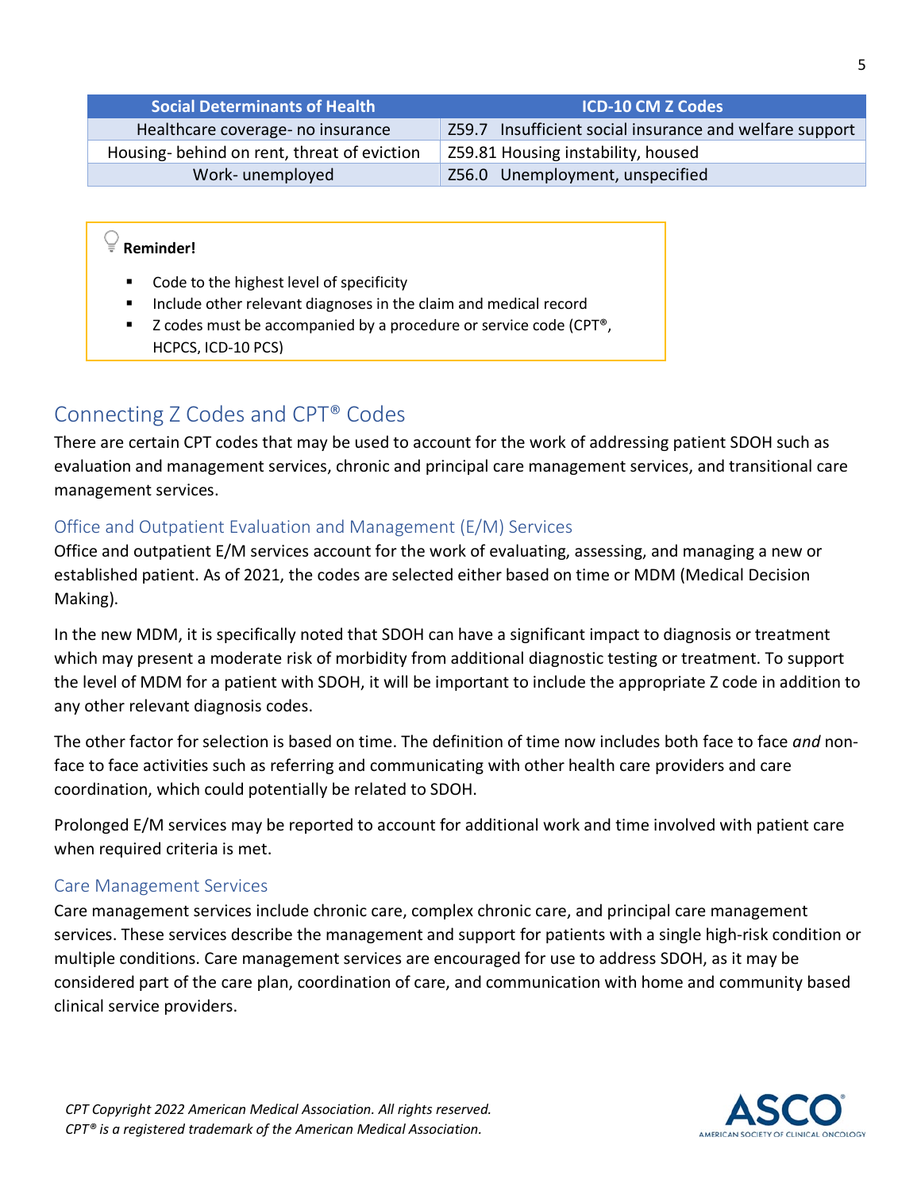| Social Determinants of Health | ICD-10 CM Z Codes |
| --- | --- |
| Healthcare coverage- no insurance | Z59.7 Insufficient social insurance and welfare support |
| Housing- behind on rent, threat of eviction | Z59.81 Housing instability, housed |
| Work- unemployed | Z56.0 Unemployment, unspecified |

**Reminder!**

- Code to the highest level of specificity
- Include other relevant diagnoses in the claim and medical record
- Z codes must be accompanied by a procedure or service code (CPT®, HCPCS, ICD-10 PCS)

## Connecting Z Codes and CPT® Codes

There are certain CPT codes that may be used to account for the work of addressing patient SDOH such as evaluation and management services, chronic and principal care management services, and transitional care management services.

### Office and Outpatient Evaluation and Management (E/M) Services

Office and outpatient E/M services account for the work of evaluating, assessing, and managing a new or established patient. As of 2021, the codes are selected either based on time or MDM (Medical Decision Making).

In the new MDM, it is specifically noted that SDOH can have a significant impact to diagnosis or treatment which may present a moderate risk of morbidity from additional diagnostic testing or treatment. To support the level of MDM for a patient with SDOH, it will be important to include the appropriate Z code in addition to any other relevant diagnosis codes.

The other factor for selection is based on time. The definition of time now includes both face to face *and* non-face to face activities such as referring and communicating with other health care providers and care coordination, which could potentially be related to SDOH.

Prolonged E/M services may be reported to account for additional work and time involved with patient care when required criteria is met.

### Care Management Services

Care management services include chronic care, complex chronic care, and principal care management services. These services describe the management and support for patients with a single high-risk condition or multiple conditions. Care management services are encouraged for use to address SDOH, as it may be considered part of the care plan, coordination of care, and communication with home and community based clinical service providers.

*CPT Copyright 2022 American Medical Association. All rights reserved.*
*CPT® is a registered trademark of the American Medical Association.*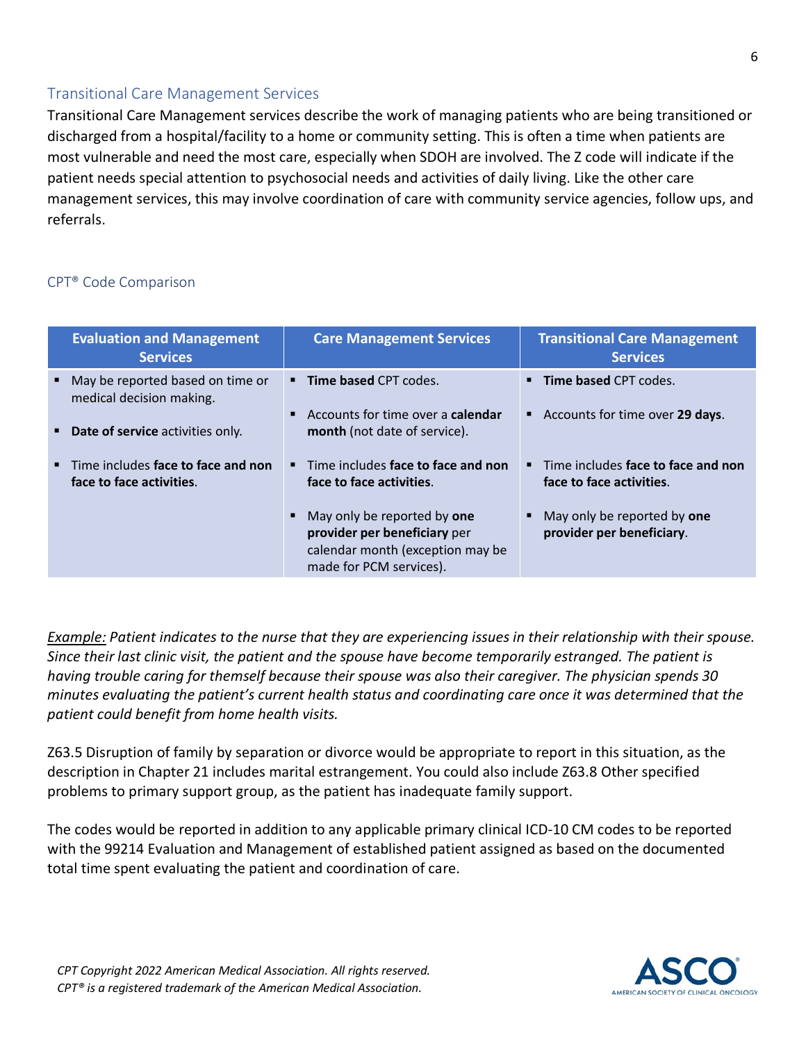## Transitional Care Management Services

Transitional Care Management services describe the work of managing patients who are being transitioned or discharged from a hospital/facility to a home or community setting. This is often a time when patients are most vulnerable and need the most care, especially when SDOH are involved. The Z code will indicate if the patient needs special attention to psychosocial needs and activities of daily living. Like the other care management services, this may involve coordination of care with community service agencies, follow ups, and referrals.

### CPT® Code Comparison

| Evaluation and Management Services | Care Management Services | Transitional Care Management Services |
|---|---|---|
| ▪ May be reported based on time or medical decision making.<br>▪ **Date of service** activities only.<br>▪ Time includes **face to face and non face to face activities**. | ▪ **Time based** CPT codes.<br>▪ Accounts for time over a **calendar month** (not date of service).<br>▪ Time includes **face to face and non face to face activities**.<br>▪ May only be reported by **one provider per beneficiary** per calendar month (exception may be made for PCM services). | ▪ **Time based** CPT codes.<br>▪ Accounts for time over **29 days**.<br>▪ Time includes **face to face and non face to face activities**.<br>▪ May only be reported by **one provider per beneficiary**. |

*Example: Patient indicates to the nurse that they are experiencing issues in their relationship with their spouse. Since their last clinic visit, the patient and the spouse have become temporarily estranged. The patient is having trouble caring for themself because their spouse was also their caregiver. The physician spends 30 minutes evaluating the patient's current health status and coordinating care once it was determined that the patient could benefit from home health visits.*

Z63.5 Disruption of family by separation or divorce would be appropriate to report in this situation, as the description in Chapter 21 includes marital estrangement. You could also include Z63.8 Other specified problems to primary support group, as the patient has inadequate family support.

The codes would be reported in addition to any applicable primary clinical ICD-10 CM codes to be reported with the 99214 Evaluation and Management of established patient assigned as based on the documented total time spent evaluating the patient and coordination of care.

*CPT Copyright 2022 American Medical Association. All rights reserved.*
*CPT® is a registered trademark of the American Medical Association.*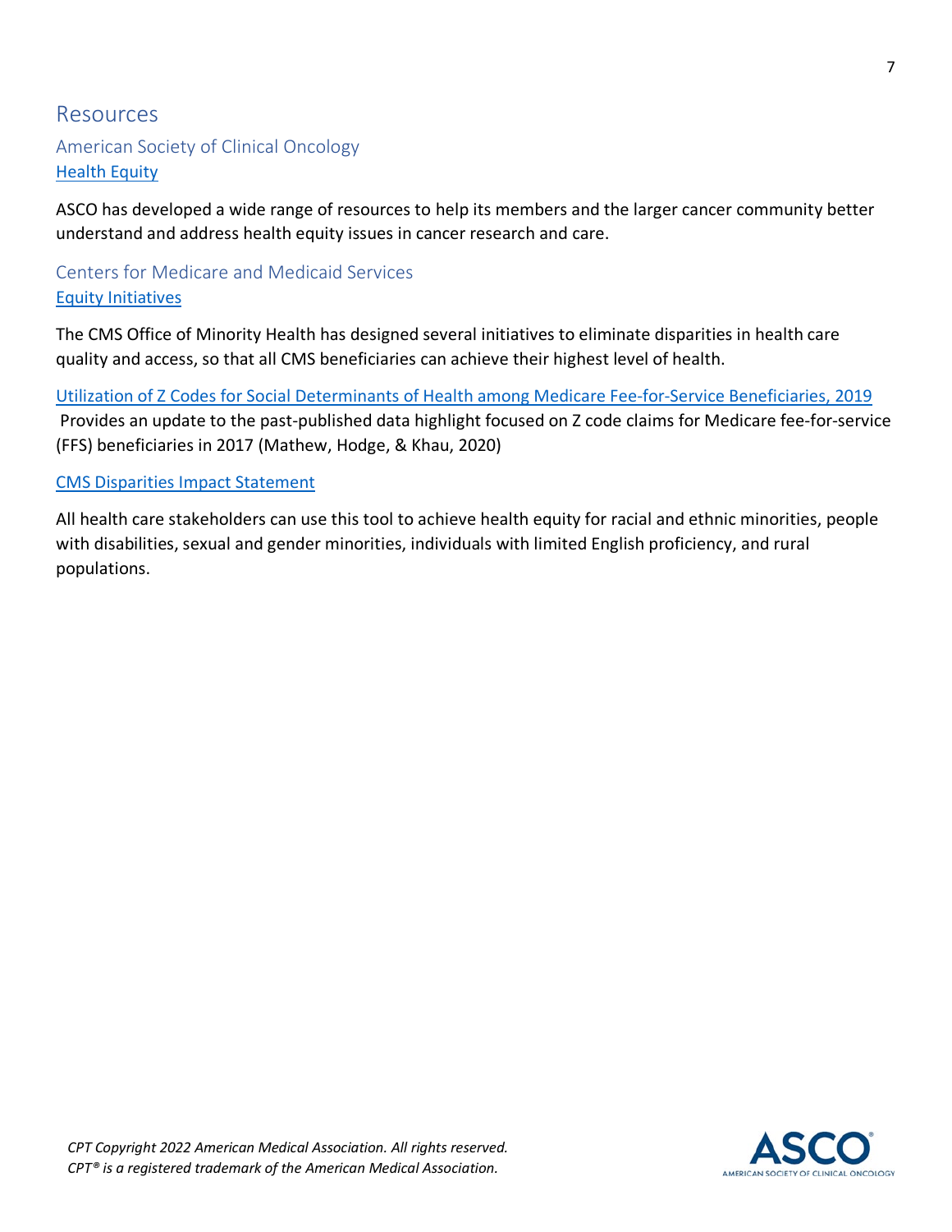# Resources

## American Society of Clinical Oncology

### Health Equity

ASCO has developed a wide range of resources to help its members and the larger cancer community better understand and address health equity issues in cancer research and care.

## Centers for Medicare and Medicaid Services

### Equity Initiatives

The CMS Office of Minority Health has designed several initiatives to eliminate disparities in health care quality and access, so that all CMS beneficiaries can achieve their highest level of health.

Utilization of Z Codes for Social Determinants of Health among Medicare Fee-for-Service Beneficiaries, 2019

Provides an update to the past-published data highlight focused on Z code claims for Medicare fee-for-service (FFS) beneficiaries in 2017 (Mathew, Hodge, & Khau, 2020)

CMS Disparities Impact Statement

All health care stakeholders can use this tool to achieve health equity for racial and ethnic minorities, people with disabilities, sexual and gender minorities, individuals with limited English proficiency, and rural populations.

*CPT Copyright 2022 American Medical Association. All rights reserved.*
*CPT® is a registered trademark of the American Medical Association.*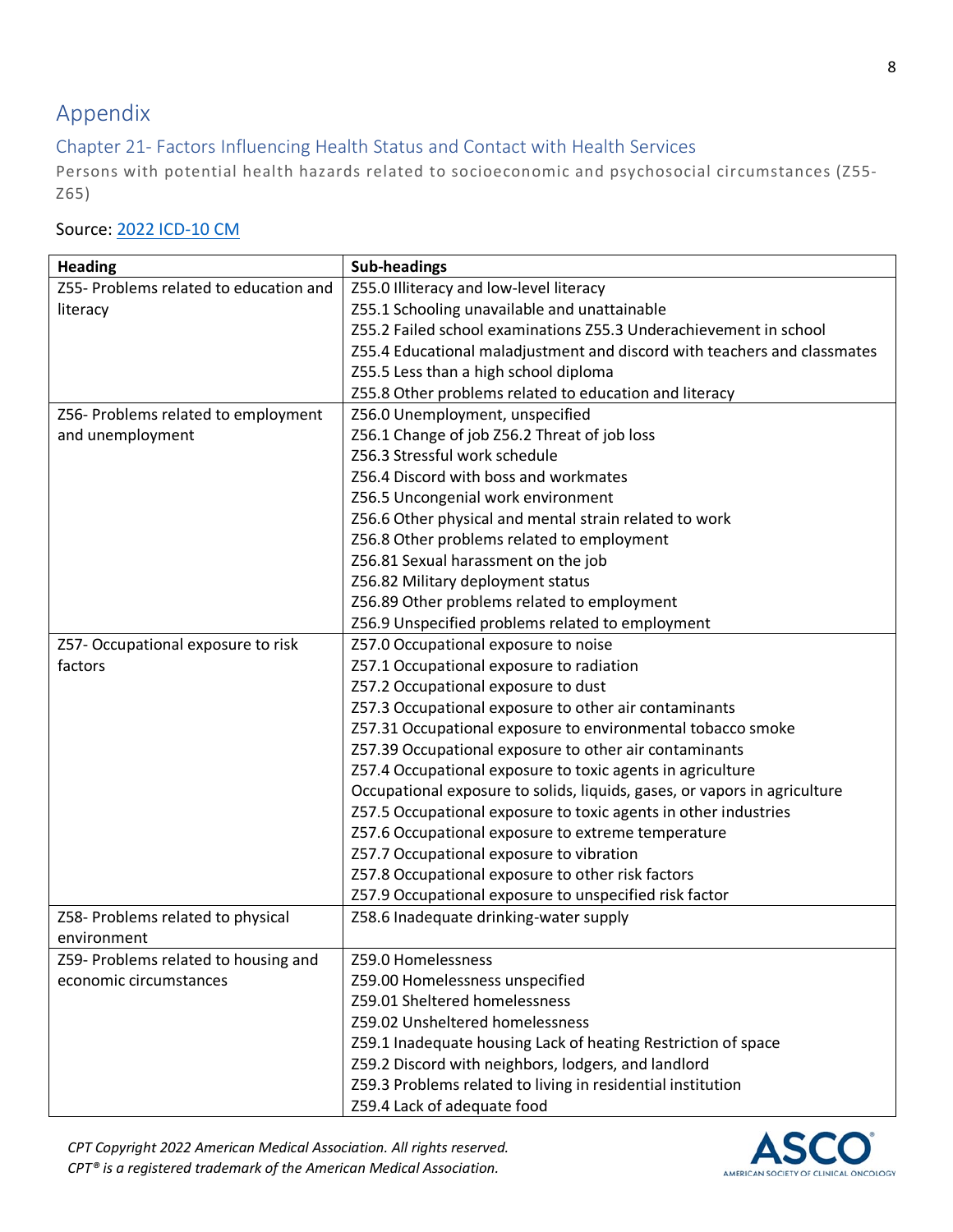# Appendix

## Chapter 21- Factors Influencing Health Status and Contact with Health Services

Persons with potential health hazards related to socioeconomic and psychosocial circumstances (Z55-Z65)

Source: [2022 ICD-10 CM]

| Heading | Sub-headings |
|---|---|
| Z55- Problems related to education and literacy | Z55.0 Illiteracy and low-level literacy<br>Z55.1 Schooling unavailable and unattainable<br>Z55.2 Failed school examinations Z55.3 Underachievement in school<br>Z55.4 Educational maladjustment and discord with teachers and classmates<br>Z55.5 Less than a high school diploma<br>Z55.8 Other problems related to education and literacy |
| Z56- Problems related to employment and unemployment | Z56.0 Unemployment, unspecified<br>Z56.1 Change of job Z56.2 Threat of job loss<br>Z56.3 Stressful work schedule<br>Z56.4 Discord with boss and workmates<br>Z56.5 Uncongenial work environment<br>Z56.6 Other physical and mental strain related to work<br>Z56.8 Other problems related to employment<br>Z56.81 Sexual harassment on the job<br>Z56.82 Military deployment status<br>Z56.89 Other problems related to employment<br>Z56.9 Unspecified problems related to employment |
| Z57- Occupational exposure to risk factors | Z57.0 Occupational exposure to noise<br>Z57.1 Occupational exposure to radiation<br>Z57.2 Occupational exposure to dust<br>Z57.3 Occupational exposure to other air contaminants<br>Z57.31 Occupational exposure to environmental tobacco smoke<br>Z57.39 Occupational exposure to other air contaminants<br>Z57.4 Occupational exposure to toxic agents in agriculture<br>Occupational exposure to solids, liquids, gases, or vapors in agriculture<br>Z57.5 Occupational exposure to toxic agents in other industries<br>Z57.6 Occupational exposure to extreme temperature<br>Z57.7 Occupational exposure to vibration<br>Z57.8 Occupational exposure to other risk factors<br>Z57.9 Occupational exposure to unspecified risk factor |
| Z58- Problems related to physical environment | Z58.6 Inadequate drinking-water supply |
| Z59- Problems related to housing and economic circumstances | Z59.0 Homelessness<br>Z59.00 Homelessness unspecified<br>Z59.01 Sheltered homelessness<br>Z59.02 Unsheltered homelessness<br>Z59.1 Inadequate housing Lack of heating Restriction of space<br>Z59.2 Discord with neighbors, lodgers, and landlord<br>Z59.3 Problems related to living in residential institution<br>Z59.4 Lack of adequate food |

*CPT Copyright 2022 American Medical Association. All rights reserved.*
*CPT® is a registered trademark of the American Medical Association.*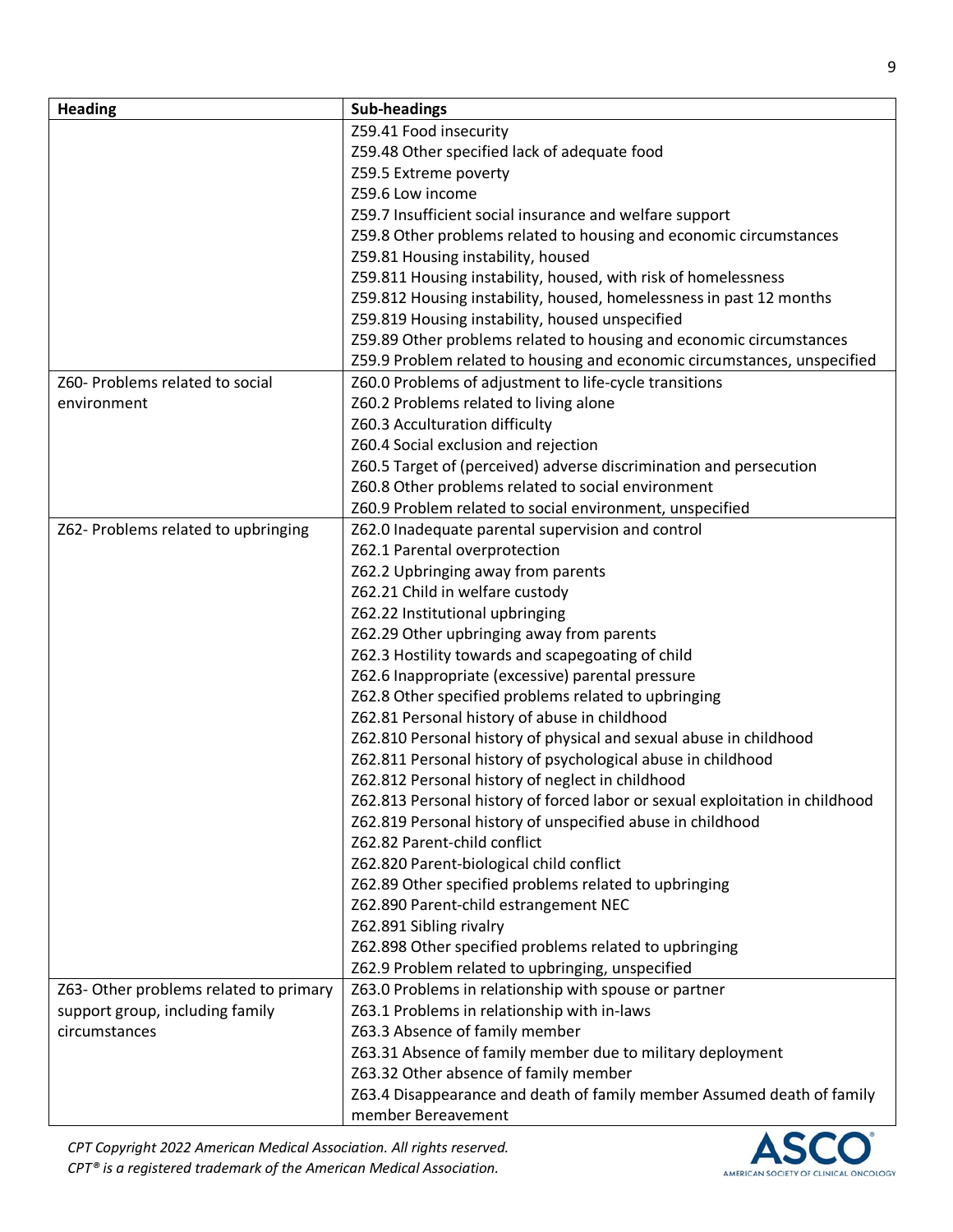| Heading | Sub-headings |
|---|---|
| | Z59.41 Food insecurity<br>Z59.48 Other specified lack of adequate food<br>Z59.5 Extreme poverty<br>Z59.6 Low income<br>Z59.7 Insufficient social insurance and welfare support<br>Z59.8 Other problems related to housing and economic circumstances<br>Z59.81 Housing instability, housed<br>Z59.811 Housing instability, housed, with risk of homelessness<br>Z59.812 Housing instability, housed, homelessness in past 12 months<br>Z59.819 Housing instability, housed unspecified<br>Z59.89 Other problems related to housing and economic circumstances<br>Z59.9 Problem related to housing and economic circumstances, unspecified |
| Z60- Problems related to social environment | Z60.0 Problems of adjustment to life-cycle transitions<br>Z60.2 Problems related to living alone<br>Z60.3 Acculturation difficulty<br>Z60.4 Social exclusion and rejection<br>Z60.5 Target of (perceived) adverse discrimination and persecution<br>Z60.8 Other problems related to social environment<br>Z60.9 Problem related to social environment, unspecified |
| Z62- Problems related to upbringing | Z62.0 Inadequate parental supervision and control<br>Z62.1 Parental overprotection<br>Z62.2 Upbringing away from parents<br>Z62.21 Child in welfare custody<br>Z62.22 Institutional upbringing<br>Z62.29 Other upbringing away from parents<br>Z62.3 Hostility towards and scapegoating of child<br>Z62.6 Inappropriate (excessive) parental pressure<br>Z62.8 Other specified problems related to upbringing<br>Z62.81 Personal history of abuse in childhood<br>Z62.810 Personal history of physical and sexual abuse in childhood<br>Z62.811 Personal history of psychological abuse in childhood<br>Z62.812 Personal history of neglect in childhood<br>Z62.813 Personal history of forced labor or sexual exploitation in childhood<br>Z62.819 Personal history of unspecified abuse in childhood<br>Z62.82 Parent-child conflict<br>Z62.820 Parent-biological child conflict<br>Z62.89 Other specified problems related to upbringing<br>Z62.890 Parent-child estrangement NEC<br>Z62.891 Sibling rivalry<br>Z62.898 Other specified problems related to upbringing<br>Z62.9 Problem related to upbringing, unspecified |
| Z63- Other problems related to primary support group, including family circumstances | Z63.0 Problems in relationship with spouse or partner<br>Z63.1 Problems in relationship with in-laws<br>Z63.3 Absence of family member<br>Z63.31 Absence of family member due to military deployment<br>Z63.32 Other absence of family member<br>Z63.4 Disappearance and death of family member Assumed death of family member Bereavement |

*CPT Copyright 2022 American Medical Association. All rights reserved.*
*CPT® is a registered trademark of the American Medical Association.*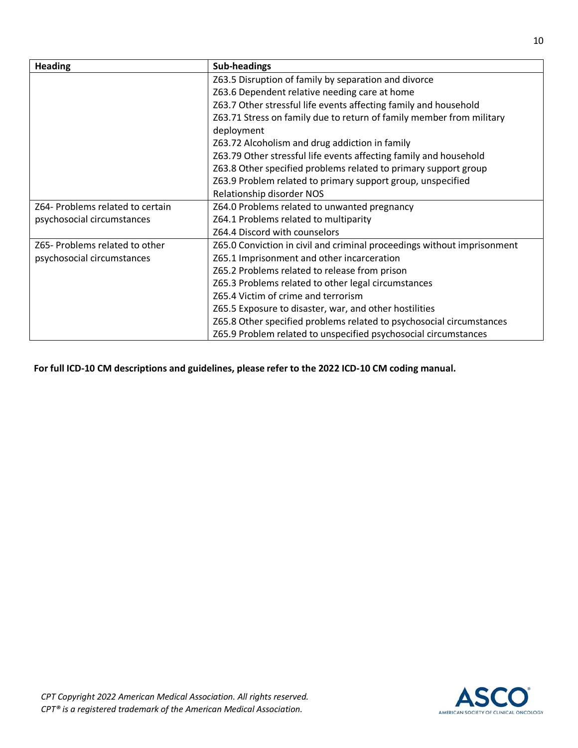| Heading | Sub-headings |
| --- | --- |
| | Z63.5 Disruption of family by separation and divorce<br>Z63.6 Dependent relative needing care at home<br>Z63.7 Other stressful life events affecting family and household<br>Z63.71 Stress on family due to return of family member from military deployment<br>Z63.72 Alcoholism and drug addiction in family<br>Z63.79 Other stressful life events affecting family and household<br>Z63.8 Other specified problems related to primary support group<br>Z63.9 Problem related to primary support group, unspecified<br>Relationship disorder NOS |
| Z64- Problems related to certain psychosocial circumstances | Z64.0 Problems related to unwanted pregnancy<br>Z64.1 Problems related to multiparity<br>Z64.4 Discord with counselors |
| Z65- Problems related to other psychosocial circumstances | Z65.0 Conviction in civil and criminal proceedings without imprisonment<br>Z65.1 Imprisonment and other incarceration<br>Z65.2 Problems related to release from prison<br>Z65.3 Problems related to other legal circumstances<br>Z65.4 Victim of crime and terrorism<br>Z65.5 Exposure to disaster, war, and other hostilities<br>Z65.8 Other specified problems related to psychosocial circumstances<br>Z65.9 Problem related to unspecified psychosocial circumstances |

**For full ICD-10 CM descriptions and guidelines, please refer to the 2022 ICD-10 CM coding manual.**

*CPT Copyright 2022 American Medical Association. All rights reserved.*
*CPT® is a registered trademark of the American Medical Association.*